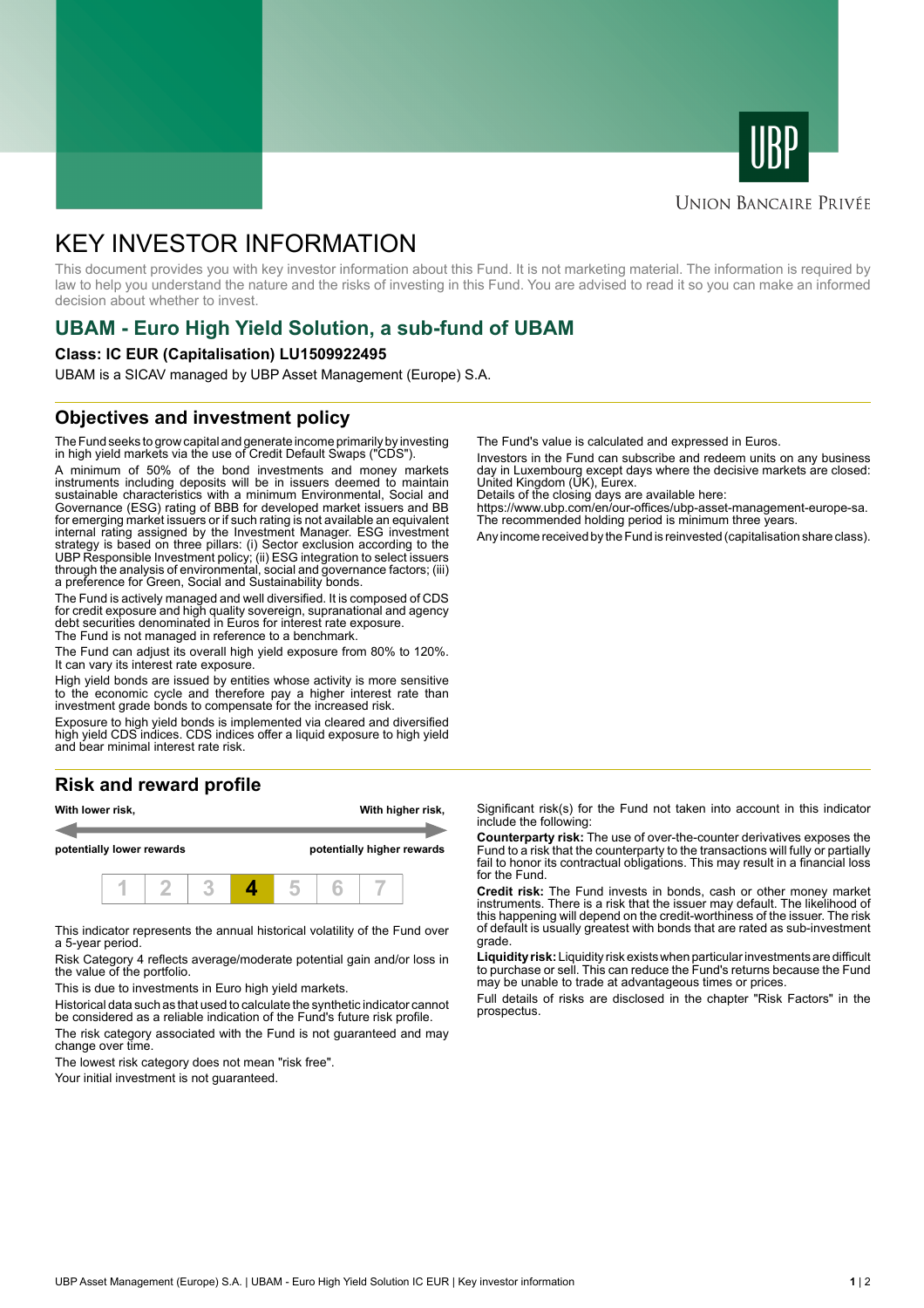UBP

Union Bancaire Privée

# KEY INVESTOR INFORMATION

This document provides you with key investor information about this Fund. It is not marketing material. The information is required by law to help you understand the nature and the risks of investing in this Fund. You are advised to read it so you can make an informed decision about whether to invest.

## UBAM - Euro High Yield Solution, a sub-fund of UBAM

**Class: IC EUR (Capitalisation) LU1509922495**

UBAM is a SICAV managed by UBP Asset Management (Europe) S.A.

## Objectives and investment policy

The Fund seeks to grow capital and generate income primarily by investing in high yield markets via the use of Credit Default Swaps ("CDS").

A minimum of 50% of the bond investments and money markets instruments including deposits will be in issuers deemed to maintain sustainable characteristics with a minimum Environmental, Social and Governance (ESG) rating of BBB for developed market issuers and BB for emerging market issuers or if such rating is not available an equivalent internal rating assigned by the Investment Manager. ESG investment strategy is based on three pillars: (i) Sector exclusion according to the UBP Responsible Investment policy; (ii) ESG integration to select issuers through the analysis of environmental, social and governance factors; (iii) a preference for Green, Social and Sustainability bonds.

The Fund is actively managed and well diversified. It is composed of CDS for credit exposure and high quality sovereign, supranational and agency debt securities denominated in Euros for interest rate exposure.

The Fund is not managed in reference to a benchmark.

The Fund can adjust its overall high yield exposure from 80% to 120%. It can vary its interest rate exposure.

High yield bonds are issued by entities whose activity is more sensitive to the economic cycle and therefore pay a higher interest rate than investment grade bonds to compensate for the increased risk.

Exposure to high yield bonds is implemented via cleared and diversified high yield CDS indices. CDS indices offer a liquid exposure to high yield and bear minimal interest rate risk.

The Fund's value is calculated and expressed in Euros.

Investors in the Fund can subscribe and redeem units on any business day in Luxembourg except days where the decisive markets are closed: United Kingdom (UK), Eurex.

Details of the closing days are available here:

https://www.ubp.com/en/our-offices/ubp-asset-management-europe-sa.

The recommended holding period is minimum three years.

Any income received by the Fund is reinvested (capitalisation share class).

## Risk and reward profile

| With lower risk, potentially lower rewards | | | | | | With higher risk, potentially higher rewards |
|---|---|---|---|---|---|---|
| 1 | 2 | 3 | **4** | 5 | 6 | 7 |

This indicator represents the annual historical volatility of the Fund over a 5-year period.

Risk Category 4 reflects average/moderate potential gain and/or loss in the value of the portfolio.

This is due to investments in Euro high yield markets.

Historical data such as that used to calculate the synthetic indicator cannot be considered as a reliable indication of the Fund's future risk profile.

The risk category associated with the Fund is not guaranteed and may change over time.

The lowest risk category does not mean "risk free".

Your initial investment is not guaranteed.

Significant risk(s) for the Fund not taken into account in this indicator include the following:

**Counterparty risk:** The use of over-the-counter derivatives exposes the Fund to a risk that the counterparty to the transactions will fully or partially fail to honor its contractual obligations. This may result in a financial loss for the Fund.

**Credit risk:** The Fund invests in bonds, cash or other money market instruments. There is a risk that the issuer may default. The likelihood of this happening will depend on the credit-worthiness of the issuer. The risk of default is usually greatest with bonds that are rated as sub-investment grade.

**Liquidity risk:** Liquidity risk exists when particular investments are difficult to purchase or sell. This can reduce the Fund's returns because the Fund may be unable to trade at advantageous times or prices.

Full details of risks are disclosed in the chapter "Risk Factors" in the prospectus.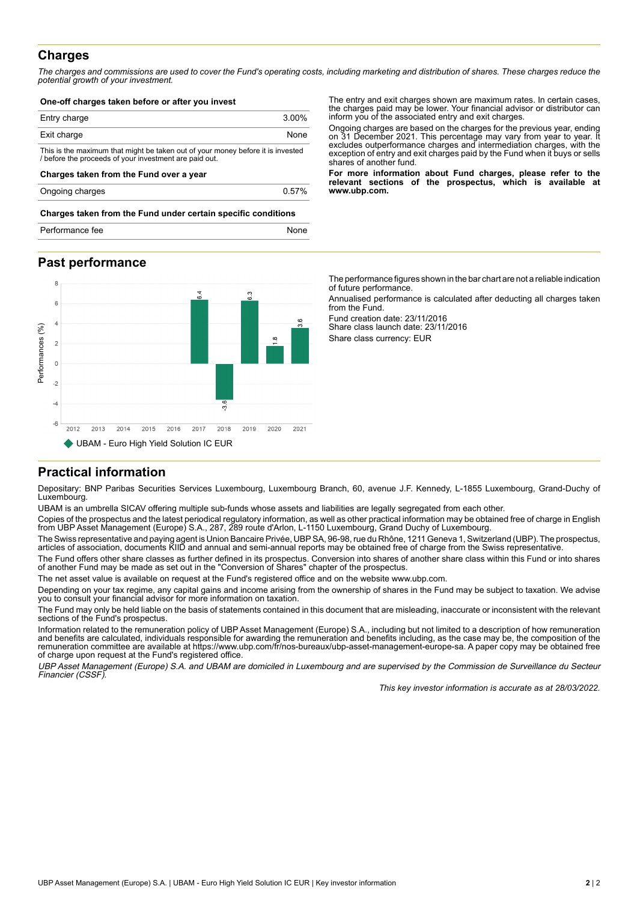## Charges

*The charges and commissions are used to cover the Fund's operating costs, including marketing and distribution of shares. These charges reduce the potential growth of your investment.*

| One-off charges taken before or after you invest | |
|---|---|
| Entry charge | 3.00% |
| Exit charge | None |

This is the maximum that might be taken out of your money before it is invested / before the proceeds of your investment are paid out.

| Charges taken from the Fund over a year | |
|---|---|
| Ongoing charges | 0.57% |

| Charges taken from the Fund under certain specific conditions | |
|---|---|
| Performance fee | None |

The entry and exit charges shown are maximum rates. In certain cases, the charges paid may be lower. Your financial advisor or distributor can inform you of the associated entry and exit charges.

Ongoing charges are based on the charges for the previous year, ending on 31 December 2021. This percentage may vary from year to year. It excludes outperformance charges and intermediation charges, with the exception of entry and exit charges paid by the Fund when it buys or sells shares of another fund.

**For more information about Fund charges, please refer to the relevant sections of the prospectus, which is available at www.ubp.com.**

## Past performance

Performances (%)

8
6
4
2
0
-2
-4
-6

2012 2013 2014 2015 2016 2017 2018 2019 2020 2021

6.4
-3.6
6.3
1.8
3.6

UBAM - Euro High Yield Solution IC EUR

The performance figures shown in the bar chart are not a reliable indication of future performance.

Annualised performance is calculated after deducting all charges taken from the Fund.

Fund creation date: 23/11/2016
Share class launch date: 23/11/2016
Share class currency: EUR

## Practical information

Depositary: BNP Paribas Securities Services Luxembourg, Luxembourg Branch, 60, avenue J.F. Kennedy, L-1855 Luxembourg, Grand-Duchy of Luxembourg.

UBAM is an umbrella SICAV offering multiple sub-funds whose assets and liabilities are legally segregated from each other.

Copies of the prospectus and the latest periodical regulatory information, as well as other practical information may be obtained free of charge in English from UBP Asset Management (Europe) S.A., 287, 289 route d'Arlon, L-1150 Luxembourg, Grand Duchy of Luxembourg.

The Swiss representative and paying agent is Union Bancaire Privée, UBP SA, 96-98, rue du Rhône, 1211 Geneva 1, Switzerland (UBP). The prospectus, articles of association, documents KIID and annual and semi-annual reports may be obtained free of charge from the Swiss representative.

The Fund offers other share classes as further defined in its prospectus. Conversion into shares of another share class within this Fund or into shares of another Fund may be made as set out in the "Conversion of Shares" chapter of the prospectus.

The net asset value is available on request at the Fund's registered office and on the website www.ubp.com.

Depending on your tax regime, any capital gains and income arising from the ownership of shares in the Fund may be subject to taxation. We advise you to consult your financial advisor for more information on taxation.

The Fund may only be held liable on the basis of statements contained in this document that are misleading, inaccurate or inconsistent with the relevant sections of the Fund's prospectus.

Information related to the remuneration policy of UBP Asset Management (Europe) S.A., including but not limited to a description of how remuneration and benefits are calculated, individuals responsible for awarding the remuneration and benefits including, as the case may be, the composition of the remuneration committee are available at https://www.ubp.com/fr/nos-bureaux/ubp-asset-management-europe-sa. A paper copy may be obtained free of charge upon request at the Fund's registered office.

*UBP Asset Management (Europe) S.A. and UBAM are domiciled in Luxembourg and are supervised by the Commission de Surveillance du Secteur Financier (CSSF).*

*This key investor information is accurate as at 28/03/2022.*